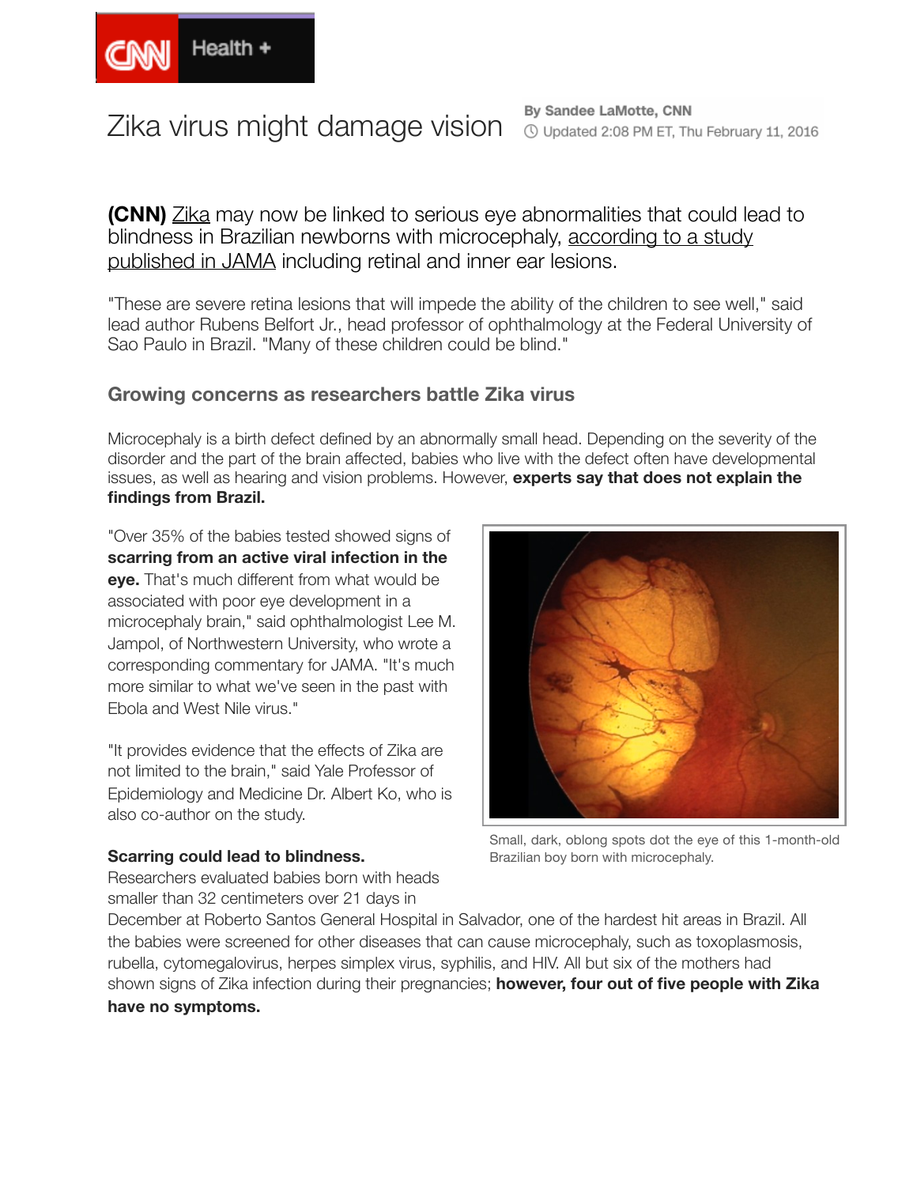CNN Health +

# Zika virus might damage vision

By Sandee LaMotte, CNN

Updated 2:08 PM ET, Thu February 11, 2016

**(CNN)** Zika may now be linked to serious eye abnormalities that could lead to blindness in Brazilian newborns with microcephaly, according to a study published in JAMA including retinal and inner ear lesions.

"These are severe retina lesions that will impede the ability of the children to see well," said lead author Rubens Belfort Jr., head professor of ophthalmology at the Federal University of Sao Paulo in Brazil. "Many of these children could be blind."

## Growing concerns as researchers battle Zika virus

Microcephaly is a birth defect defined by an abnormally small head. Depending on the severity of the disorder and the part of the brain affected, babies who live with the defect often have developmental issues, as well as hearing and vision problems. However, **experts say that does not explain the findings from Brazil.**

"Over 35% of the babies tested showed signs of **scarring from an active viral infection in the eye.** That's much different from what would be associated with poor eye development in a microcephaly brain," said ophthalmologist Lee M. Jampol, of Northwestern University, who wrote a corresponding commentary for JAMA. "It's much more similar to what we've seen in the past with Ebola and West Nile virus."

"It provides evidence that the effects of Zika are not limited to the brain," said Yale Professor of Epidemiology and Medicine Dr. Albert Ko, who is also co-author on the study.

Small, dark, oblong spots dot the eye of this 1-month-old Brazilian boy born with microcephaly.

**Scarring could lead to blindness.**

Researchers evaluated babies born with heads smaller than 32 centimeters over 21 days in December at Roberto Santos General Hospital in Salvador, one of the hardest hit areas in Brazil. All the babies were screened for other diseases that can cause microcephaly, such as toxoplasmosis, rubella, cytomegalovirus, herpes simplex virus, syphilis, and HIV. All but six of the mothers had shown signs of Zika infection during their pregnancies; **however, four out of five people with Zika have no symptoms.**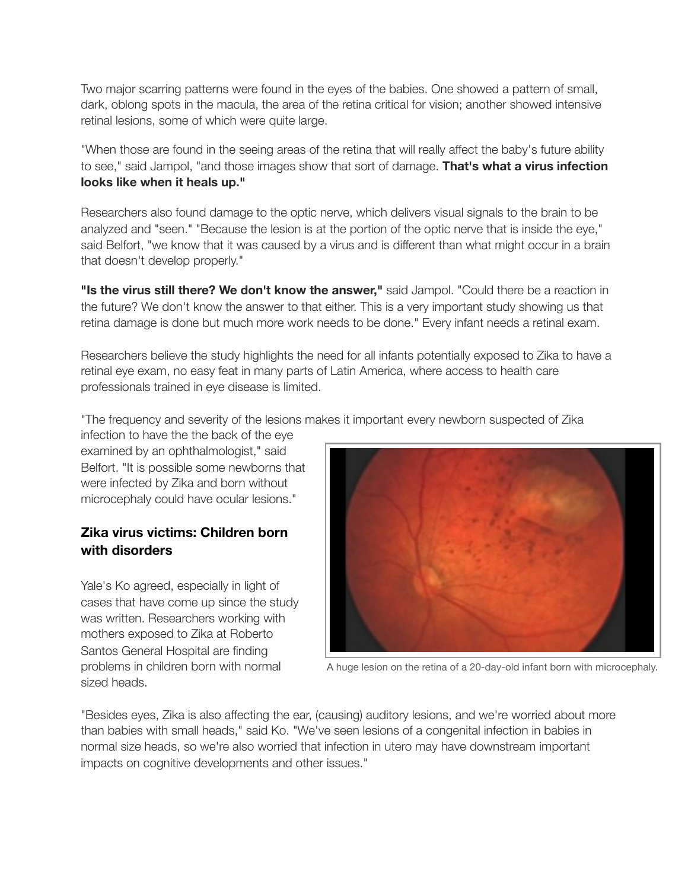Two major scarring patterns were found in the eyes of the babies. One showed a pattern of small, dark, oblong spots in the macula, the area of the retina critical for vision; another showed intensive retinal lesions, some of which were quite large.

"When those are found in the seeing areas of the retina that will really affect the baby's future ability to see," said Jampol, "and those images show that sort of damage. **That's what a virus infection looks like when it heals up."**

Researchers also found damage to the optic nerve, which delivers visual signals to the brain to be analyzed and "seen." "Because the lesion is at the portion of the optic nerve that is inside the eye," said Belfort, "we know that it was caused by a virus and is different than what might occur in a brain that doesn't develop properly."

**"Is the virus still there? We don't know the answer,"** said Jampol. "Could there be a reaction in the future? We don't know the answer to that either. This is a very important study showing us that retina damage is done but much more work needs to be done." Every infant needs a retinal exam.

Researchers believe the study highlights the need for all infants potentially exposed to Zika to have a retinal eye exam, no easy feat in many parts of Latin America, where access to health care professionals trained in eye disease is limited.

"The frequency and severity of the lesions makes it important every newborn suspected of Zika infection to have the the back of the eye examined by an ophthalmologist," said Belfort. "It is possible some newborns that were infected by Zika and born without microcephaly could have ocular lesions."

A huge lesion on the retina of a 20-day-old infant born with microcephaly.

## Zika virus victims: Children born with disorders

Yale's Ko agreed, especially in light of cases that have come up since the study was written. Researchers working with mothers exposed to Zika at Roberto Santos General Hospital are finding problems in children born with normal sized heads.

"Besides eyes, Zika is also affecting the ear, (causing) auditory lesions, and we're worried about more than babies with small heads," said Ko. "We've seen lesions of a congenital infection in babies in normal size heads, so we're also worried that infection in utero may have downstream important impacts on cognitive developments and other issues."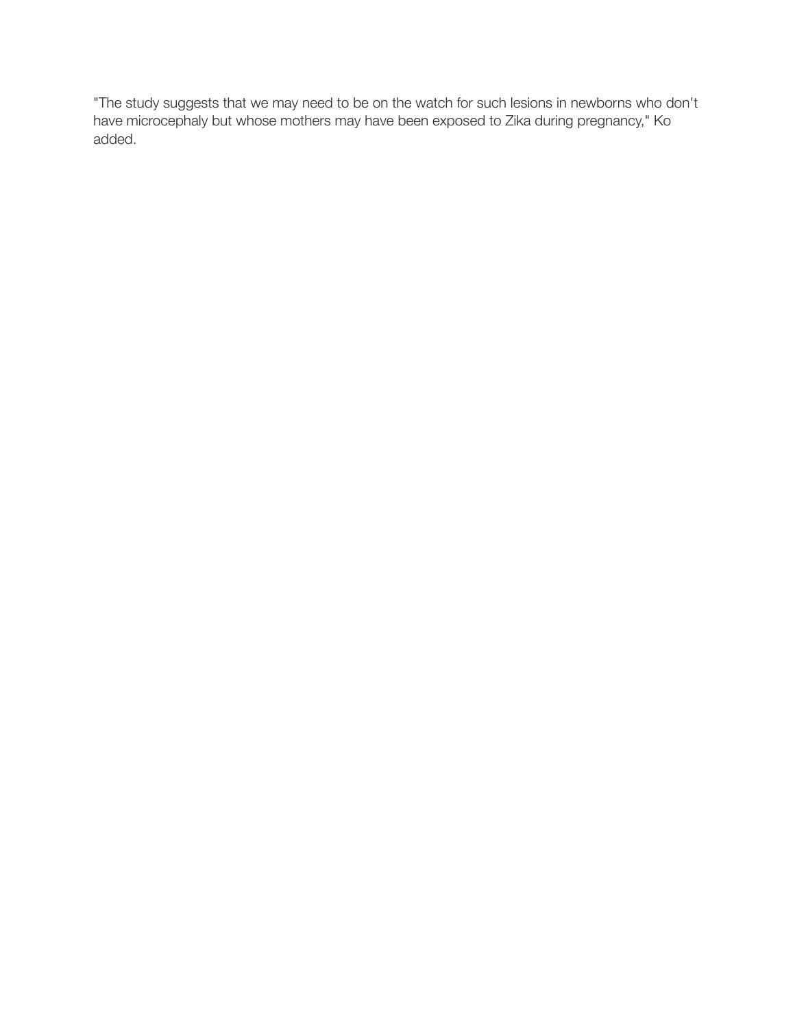"The study suggests that we may need to be on the watch for such lesions in newborns who don't have microcephaly but whose mothers may have been exposed to Zika during pregnancy," Ko added.